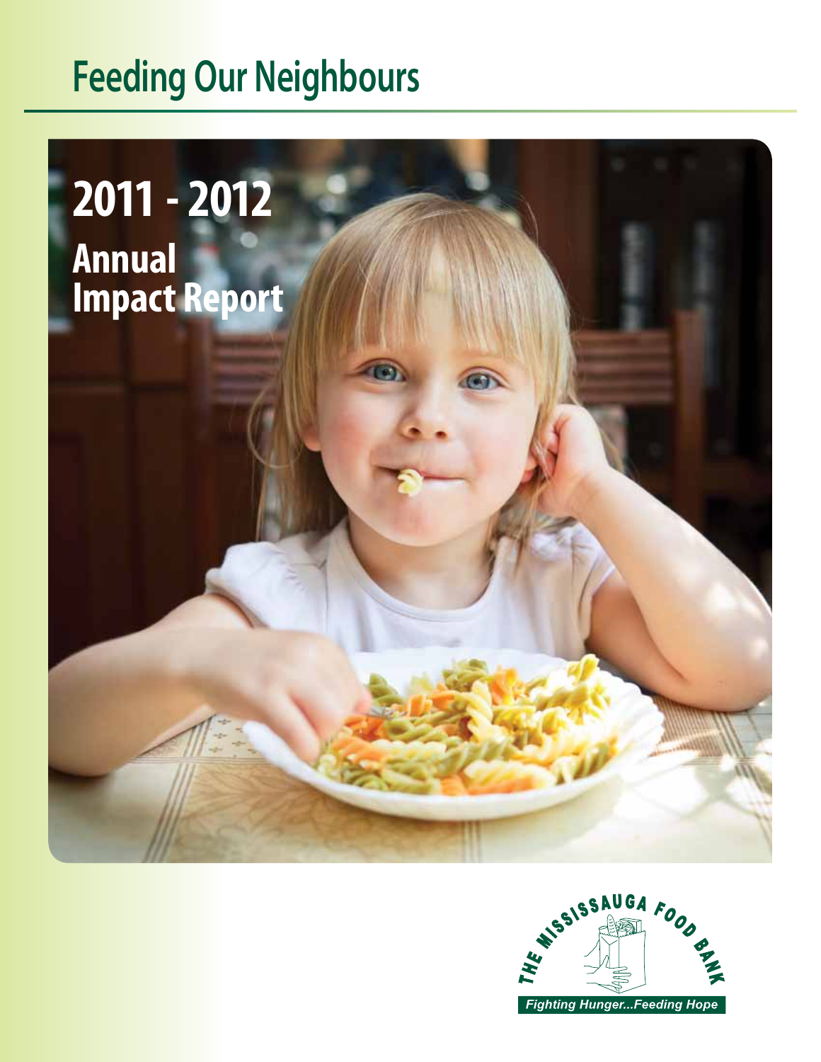# Feeding Our Neighbours

## 2011 - 2012

## Annual Impact Report

THE MISSISSAUGA FOOD BANK

*Fighting Hunger...Feeding Hope*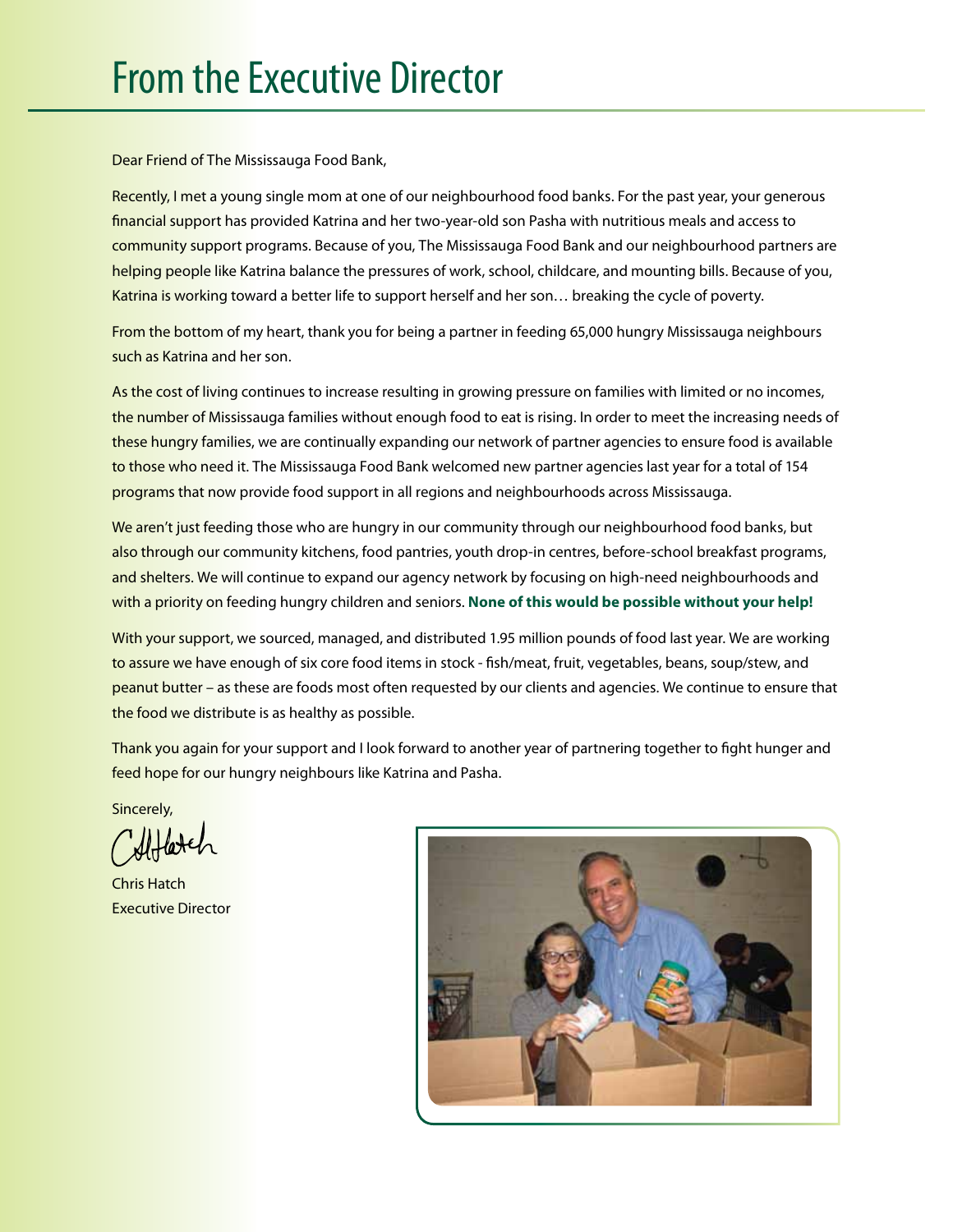# From the Executive Director

Dear Friend of The Mississauga Food Bank,

Recently, I met a young single mom at one of our neighbourhood food banks. For the past year, your generous financial support has provided Katrina and her two-year-old son Pasha with nutritious meals and access to community support programs. Because of you, The Mississauga Food Bank and our neighbourhood partners are helping people like Katrina balance the pressures of work, school, childcare, and mounting bills. Because of you, Katrina is working toward a better life to support herself and her son… breaking the cycle of poverty.

From the bottom of my heart, thank you for being a partner in feeding 65,000 hungry Mississauga neighbours such as Katrina and her son.

As the cost of living continues to increase resulting in growing pressure on families with limited or no incomes, the number of Mississauga families without enough food to eat is rising. In order to meet the increasing needs of these hungry families, we are continually expanding our network of partner agencies to ensure food is available to those who need it. The Mississauga Food Bank welcomed new partner agencies last year for a total of 154 programs that now provide food support in all regions and neighbourhoods across Mississauga.

We aren't just feeding those who are hungry in our community through our neighbourhood food banks, but also through our community kitchens, food pantries, youth drop-in centres, before-school breakfast programs, and shelters. We will continue to expand our agency network by focusing on high-need neighbourhoods and with a priority on feeding hungry children and seniors. **None of this would be possible without your help!**

With your support, we sourced, managed, and distributed 1.95 million pounds of food last year. We are working to assure we have enough of six core food items in stock - fish/meat, fruit, vegetables, beans, soup/stew, and peanut butter – as these are foods most often requested by our clients and agencies. We continue to ensure that the food we distribute is as healthy as possible.

Thank you again for your support and I look forward to another year of partnering together to fight hunger and feed hope for our hungry neighbours like Katrina and Pasha.

Sincerely,

Chris Hatch
Executive Director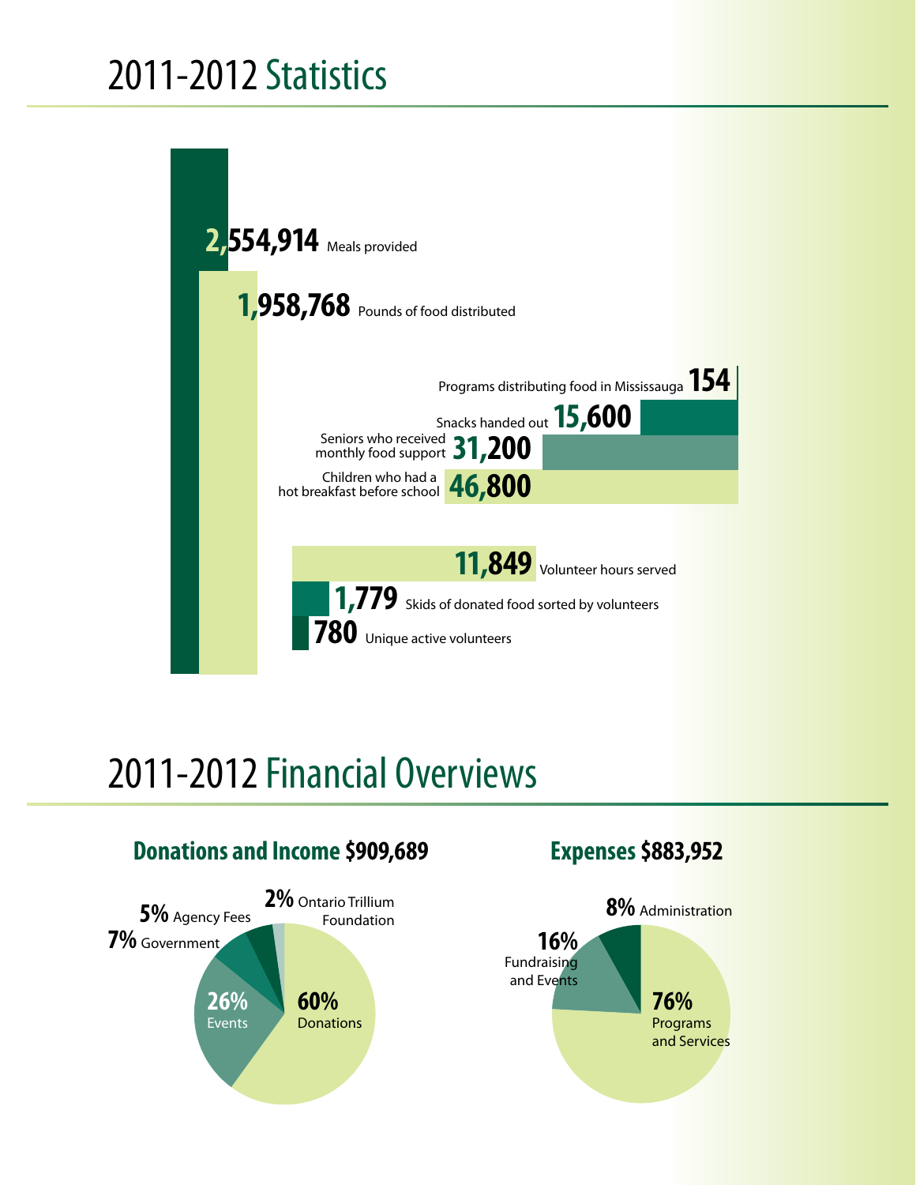# 2011-2012 Statistics

**2,554,914** Meals provided

**1,958,768** Pounds of food distributed

Programs distributing food in Mississauga **154**

Snacks handed out **15,600**

Seniors who received monthly food support **31,200**

Children who had a hot breakfast before school **46,800**

**11,849** Volunteer hours served

**1,779** Skids of donated food sorted by volunteers

**780** Unique active volunteers

# 2011-2012 Financial Overviews

## Donations and Income $909,689

- **60%** Donations
- **26%** Events
- **7%** Government
- **5%** Agency Fees
- **2%** Ontario Trillium Foundation

## Expenses $883,952

- **76%** Programs and Services
- **16%** Fundraising and Events
- **8%** Administration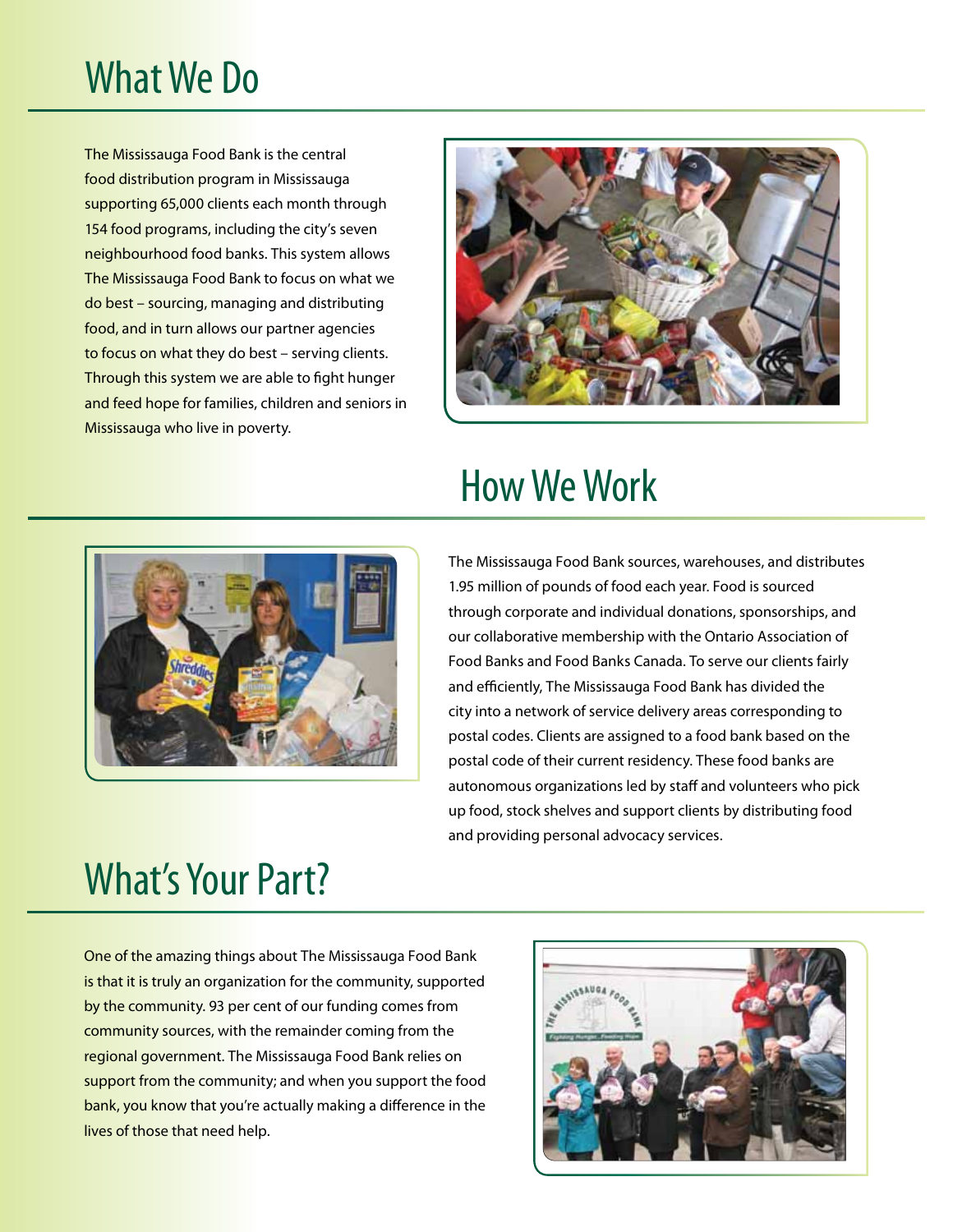# What We Do

The Mississauga Food Bank is the central food distribution program in Mississauga supporting 65,000 clients each month through 154 food programs, including the city's seven neighbourhood food banks. This system allows The Mississauga Food Bank to focus on what we do best – sourcing, managing and distributing food, and in turn allows our partner agencies to focus on what they do best – serving clients. Through this system we are able to fight hunger and feed hope for families, children and seniors in Mississauga who live in poverty.

# How We Work

The Mississauga Food Bank sources, warehouses, and distributes 1.95 million of pounds of food each year. Food is sourced through corporate and individual donations, sponsorships, and our collaborative membership with the Ontario Association of Food Banks and Food Banks Canada. To serve our clients fairly and efficiently, The Mississauga Food Bank has divided the city into a network of service delivery areas corresponding to postal codes. Clients are assigned to a food bank based on the postal code of their current residency. These food banks are autonomous organizations led by staff and volunteers who pick up food, stock shelves and support clients by distributing food and providing personal advocacy services.

# What's Your Part?

One of the amazing things about The Mississauga Food Bank is that it is truly an organization for the community, supported by the community. 93 per cent of our funding comes from community sources, with the remainder coming from the regional government. The Mississauga Food Bank relies on support from the community; and when you support the food bank, you know that you're actually making a difference in the lives of those that need help.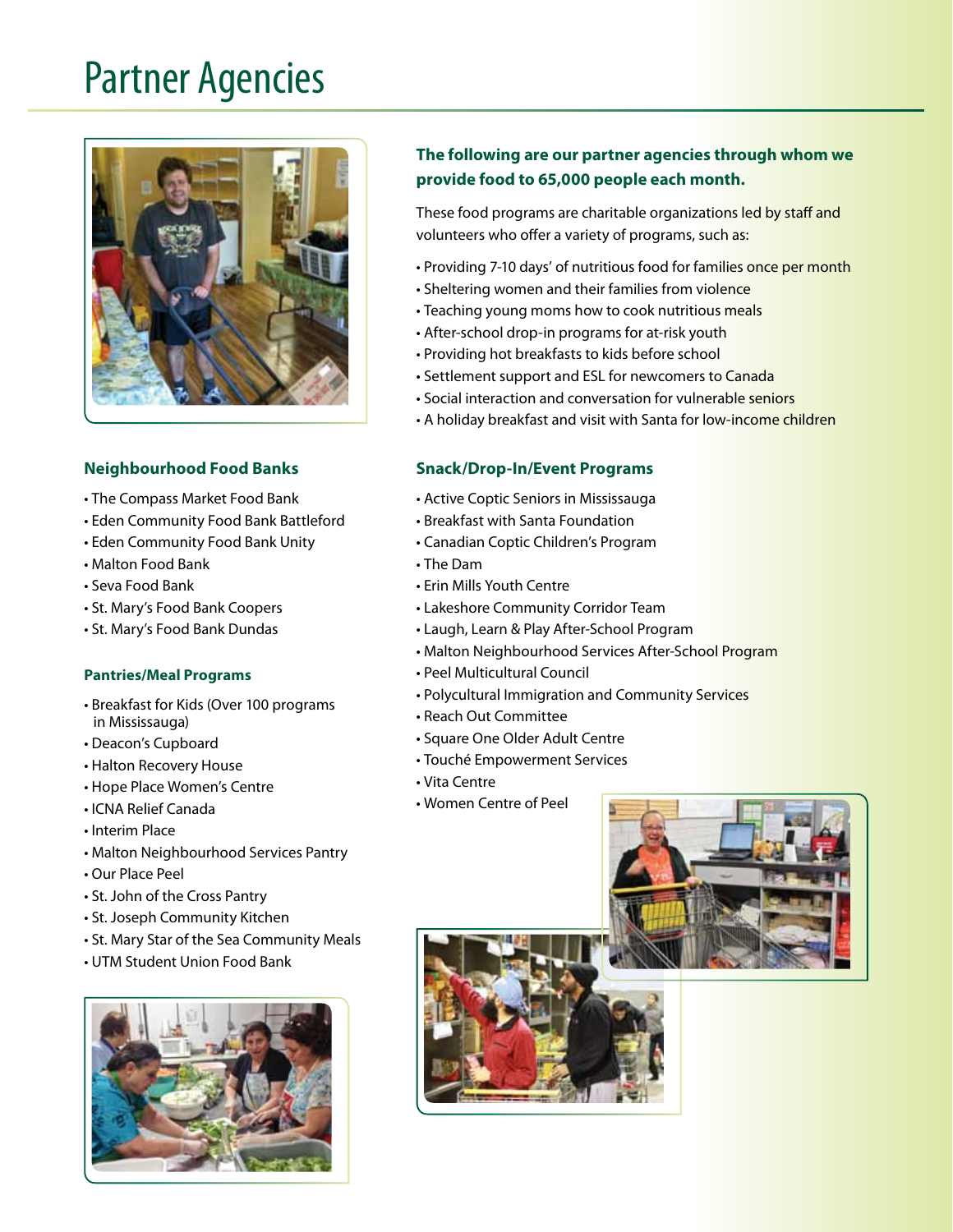# Partner Agencies

**The following are our partner agencies through whom we provide food to 65,000 people each month.**

These food programs are charitable organizations led by staff and volunteers who offer a variety of programs, such as:

- Providing 7-10 days' of nutritious food for families once per month
- Sheltering women and their families from violence
- Teaching young moms how to cook nutritious meals
- After-school drop-in programs for at-risk youth
- Providing hot breakfasts to kids before school
- Settlement support and ESL for newcomers to Canada
- Social interaction and conversation for vulnerable seniors
- A holiday breakfast and visit with Santa for low-income children

### Neighbourhood Food Banks

- The Compass Market Food Bank
- Eden Community Food Bank Battleford
- Eden Community Food Bank Unity
- Malton Food Bank
- Seva Food Bank
- St. Mary's Food Bank Coopers
- St. Mary's Food Bank Dundas

### Pantries/Meal Programs

- Breakfast for Kids (Over 100 programs in Mississauga)
- Deacon's Cupboard
- Halton Recovery House
- Hope Place Women's Centre
- ICNA Relief Canada
- Interim Place
- Malton Neighbourhood Services Pantry
- Our Place Peel
- St. John of the Cross Pantry
- St. Joseph Community Kitchen
- St. Mary Star of the Sea Community Meals
- UTM Student Union Food Bank

### Snack/Drop-In/Event Programs

- Active Coptic Seniors in Mississauga
- Breakfast with Santa Foundation
- Canadian Coptic Children's Program
- The Dam
- Erin Mills Youth Centre
- Lakeshore Community Corridor Team
- Laugh, Learn & Play After-School Program
- Malton Neighbourhood Services After-School Program
- Peel Multicultural Council
- Polycultural Immigration and Community Services
- Reach Out Committee
- Square One Older Adult Centre
- Touché Empowerment Services
- Vita Centre
- Women Centre of Peel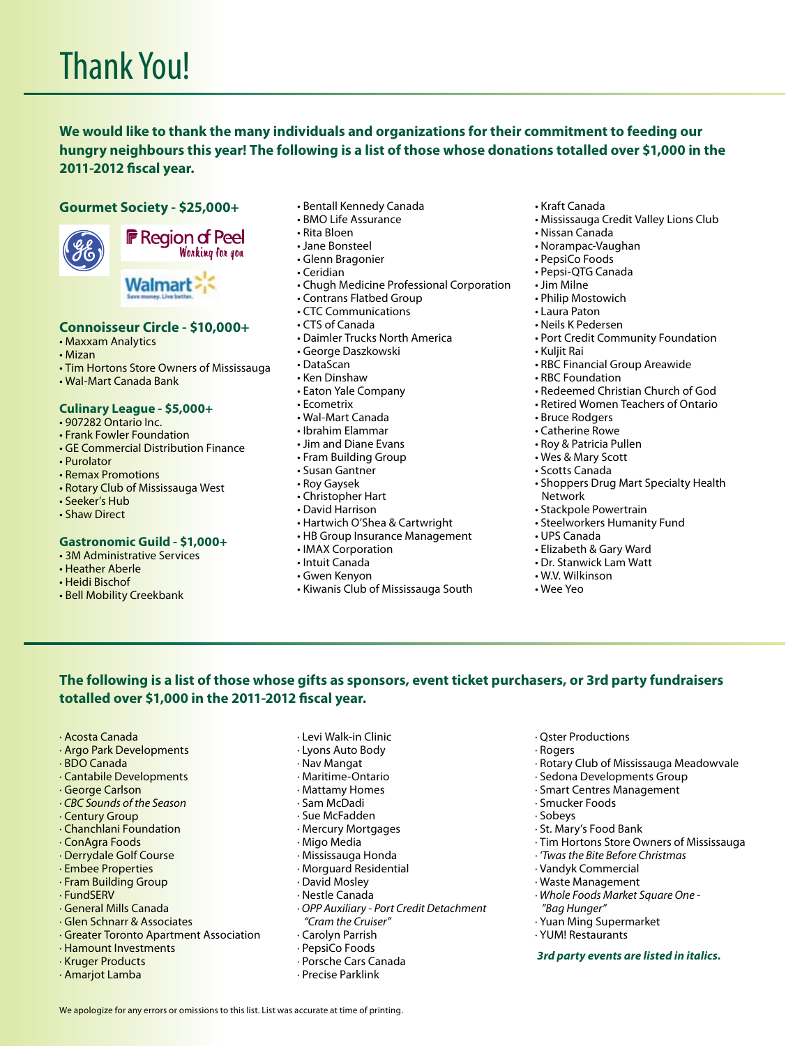# Thank You!

**We would like to thank the many individuals and organizations for their commitment to feeding our hungry neighbours this year! The following is a list of those whose donations totalled over $1,000 in the 2011-2012 fiscal year.**

### Gourmet Society - $25,000+

GE

Region of Peel — Working for you

Walmart — Save money. Live better.

### Connoisseur Circle - $10,000+

- Maxxam Analytics
- Mizan
- Tim Hortons Store Owners of Mississauga
- Wal-Mart Canada Bank

### Culinary League - $5,000+

- 907282 Ontario Inc.
- Frank Fowler Foundation
- GE Commercial Distribution Finance
- Purolator
- Remax Promotions
- Rotary Club of Mississauga West
- Seeker's Hub
- Shaw Direct

### Gastronomic Guild - $1,000+

- 3M Administrative Services
- Heather Aberle
- Heidi Bischof
- Bell Mobility Creekbank
- Bentall Kennedy Canada
- BMO Life Assurance
- Rita Bloen
- Jane Bonsteel
- Glenn Bragonier
- Ceridian
- Chugh Medicine Professional Corporation
- Contrans Flatbed Group
- CTC Communications
- CTS of Canada
- Daimler Trucks North America
- George Daszkowski
- DataScan
- Ken Dinshaw
- Eaton Yale Company
- Ecometrix
- Wal-Mart Canada
- Ibrahim Elammar
- Jim and Diane Evans
- Fram Building Group
- Susan Gantner
- Roy Gaysek
- Christopher Hart
- David Harrison
- Hartwich O'Shea & Cartwright
- HB Group Insurance Management
- IMAX Corporation
- Intuit Canada
- Gwen Kenyon
- Kiwanis Club of Mississauga South
- Kraft Canada
- Mississauga Credit Valley Lions Club
- Nissan Canada
- Norampac-Vaughan
- PepsiCo Foods
- Pepsi-QTG Canada
- Jim Milne
- Philip Mostowich
- Laura Paton
- Neils K Pedersen
- Port Credit Community Foundation
- Kuljit Rai
- RBC Financial Group Areawide
- RBC Foundation
- Redeemed Christian Church of God
- Retired Women Teachers of Ontario
- Bruce Rodgers
- Catherine Rowe
- Roy & Patricia Pullen
- Wes & Mary Scott
- Scotts Canada
- Shoppers Drug Mart Specialty Health Network
- Stackpole Powertrain
- Steelworkers Humanity Fund
- UPS Canada
- Elizabeth & Gary Ward
- Dr. Stanwick Lam Watt
- W.V. Wilkinson
- Wee Yeo

---

**The following is a list of those whose gifts as sponsors, event ticket purchasers, or 3rd party fundraisers totalled over $1,000 in the 2011-2012 fiscal year.**

- Acosta Canada
- Argo Park Developments
- BDO Canada
- Cantabile Developments
- George Carlson
- *CBC Sounds of the Season*
- Century Group
- Chanchlani Foundation
- ConAgra Foods
- Derrydale Golf Course
- Embee Properties
- Fram Building Group
- FundSERV
- General Mills Canada
- Glen Schnarr & Associates
- Greater Toronto Apartment Association
- Hamount Investments
- Kruger Products
- Amarjot Lamba
- Levi Walk-in Clinic
- Lyons Auto Body
- Nav Mangat
- Maritime-Ontario
- Mattamy Homes
- Sam McDadi
- Sue McFadden
- Mercury Mortgages
- Migo Media
- Mississauga Honda
- Morguard Residential
- David Mosley
- Nestle Canada
- *OPP Auxiliary - Port Credit Detachment "Cram the Cruiser"*
- Carolyn Parrish
- PepsiCo Foods
- Porsche Cars Canada
- Precise Parklink
- Qster Productions
- Rogers
- Rotary Club of Mississauga Meadowvale
- Sedona Developments Group
- Smart Centres Management
- Smucker Foods
- Sobeys
- St. Mary's Food Bank
- Tim Hortons Store Owners of Mississauga
- *'Twas the Bite Before Christmas*
- Vandyk Commercial
- Waste Management
- *Whole Foods Market Square One - "Bag Hunger"*
- Yuan Ming Supermarket
- YUM! Restaurants

***3rd party events are listed in italics.***

We apologize for any errors or omissions to this list. List was accurate at time of printing.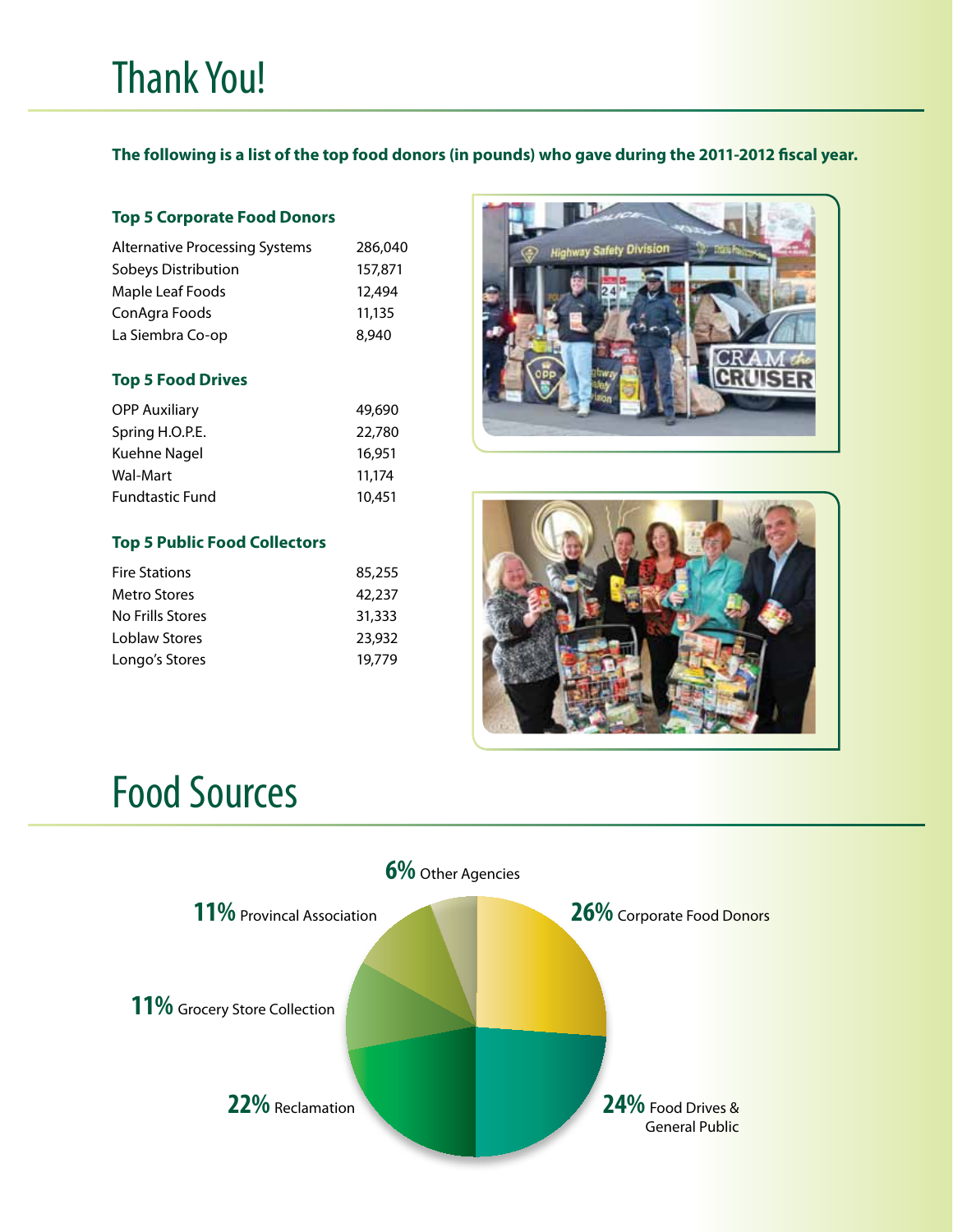# Thank You!

**The following is a list of the top food donors (in pounds) who gave during the 2011-2012 fiscal year.**

### Top 5 Corporate Food Donors

| | |
|---|---|
| Alternative Processing Systems | 286,040 |
| Sobeys Distribution | 157,871 |
| Maple Leaf Foods | 12,494 |
| ConAgra Foods | 11,135 |
| La Siembra Co-op | 8,940 |

### Top 5 Food Drives

| | |
|---|---|
| OPP Auxiliary | 49,690 |
| Spring H.O.P.E. | 22,780 |
| Kuehne Nagel | 16,951 |
| Wal-Mart | 11,174 |
| Fundtastic Fund | 10,451 |

### Top 5 Public Food Collectors

| | |
|---|---|
| Fire Stations | 85,255 |
| Metro Stores | 42,237 |
| No Frills Stores | 31,333 |
| Loblaw Stores | 23,932 |
| Longo's Stores | 19,779 |

# Food Sources

- **26%** Corporate Food Donors
- **24%** Food Drives & General Public
- **22%** Reclamation
- **11%** Grocery Store Collection
- **11%** Provincal Association
- **6%** Other Agencies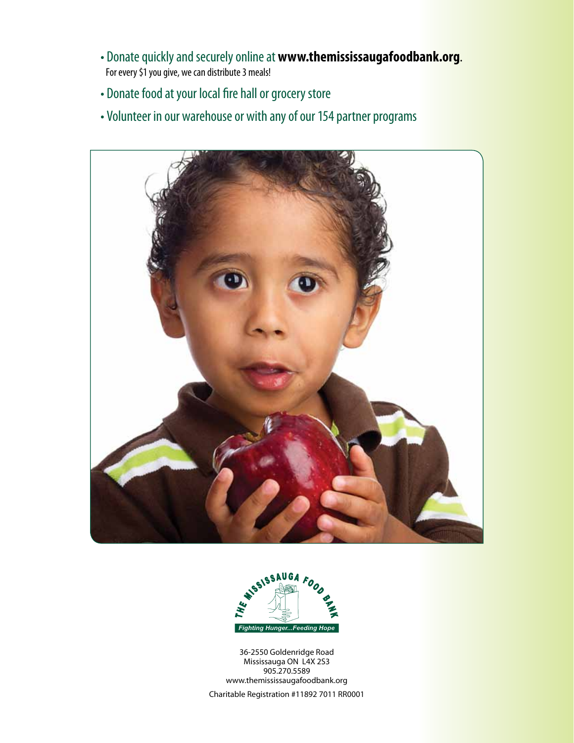- Donate quickly and securely online at **www.themississaugafoodbank.org**.
  For every $1 you give, we can distribute 3 meals!
- Donate food at your local fire hall or grocery store
- Volunteer in our warehouse or with any of our 154 partner programs

THE MISSISSAUGA FOOD BANK

*Fighting Hunger...Feeding Hope*

36-2550 Goldenridge Road
Mississauga ON L4X 2S3
905.270.5589
www.themississaugafoodbank.org

Charitable Registration #11892 7011 RR0001